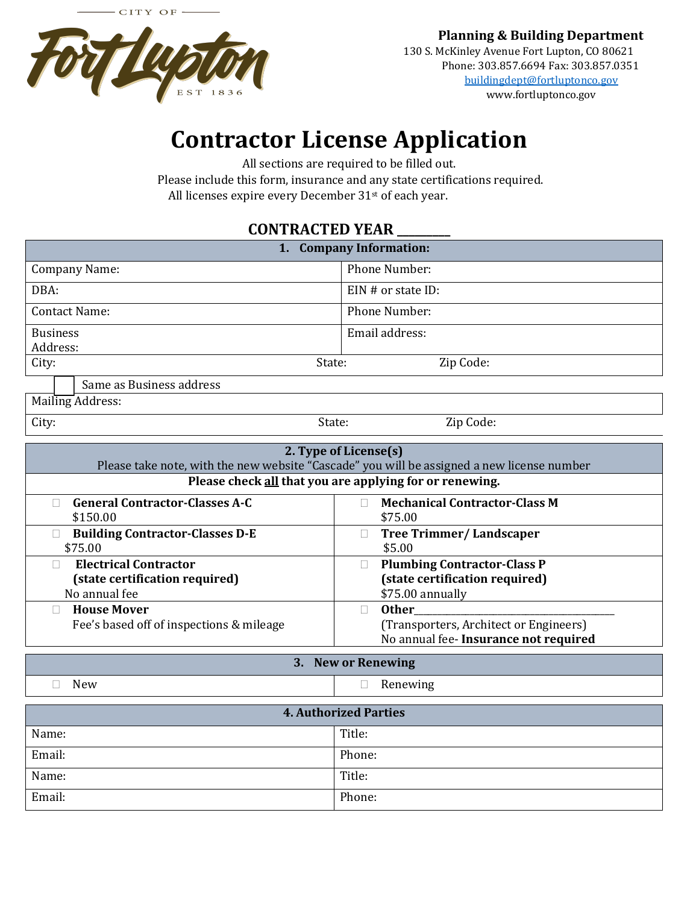CITY OF Fort Lupton EST 1836

**Planning & Building Department**
130 S. McKinley Avenue Fort Lupton, CO 80621
Phone: 303.857.6694 Fax: 303.857.0351
buildingdept@fortluptonco.gov
www.fortluptonco.gov

# Contractor License Application

All sections are required to be filled out.
Please include this form, insurance and any state certifications required.
All licenses expire every December 31st of each year.

## CONTRACTED YEAR ________

| 1. Company Information: | | |
|---|---|---|
| Company Name: | Phone Number: | |
| DBA: | EIN # or state ID: | |
| Contact Name: | Phone Number: | |
| Business Address: | Email address: | |
| City: | State: | Zip Code: |
| ☐ Same as Business address | | |
| Mailing Address: | | |
| City: | State: | Zip Code: |

| 2. Type of License(s) Please take note, with the new website "Cascade" you will be assigned a new license number | |
|---|---|
| **Please check all that you are applying for or renewing.** | |
| ☐ **General Contractor-Classes A-C** $150.00 | ☐ **Mechanical Contractor-Class M** $75.00 |
| ☐ **Building Contractor-Classes D-E** $75.00 | ☐ **Tree Trimmer/ Landscaper** $5.00 |
| ☐ **Electrical Contractor (state certification required)** No annual fee | ☐ **Plumbing Contractor-Class P (state certification required)** $75.00 annually |
| ☐ **House Mover** Fee's based off of inspections & mileage | ☐ **Other**________________ (Transporters, Architect or Engineers) No annual fee- **Insurance not required** |

| 3. New or Renewing | |
|---|---|
| ☐ New | ☐ Renewing |

| 4. Authorized Parties | |
|---|---|
| Name: | Title: |
| Email: | Phone: |
| Name: | Title: |
| Email: | Phone: |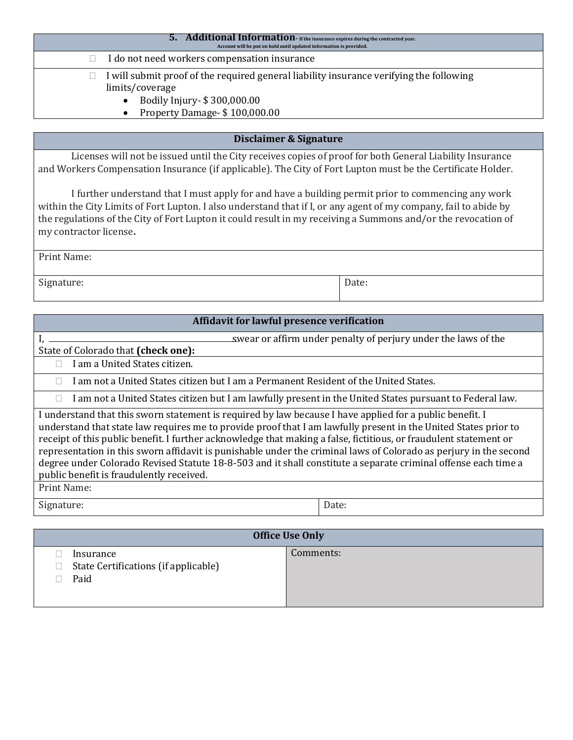## 5. Additional Information- If the insurance expires during the contracted year. Account will be put on hold until updated information is provided.

- ☐ I do not need workers compensation insurance
- ☐ I will submit proof of the required general liability insurance verifying the following limits/coverage
  - Bodily Injury- $ 300,000.00
  - Property Damage- $ 100,000.00

## Disclaimer & Signature

Licenses will not be issued until the City receives copies of proof for both General Liability Insurance and Workers Compensation Insurance (if applicable). The City of Fort Lupton must be the Certificate Holder.

I further understand that I must apply for and have a building permit prior to commencing any work within the City Limits of Fort Lupton. I also understand that if I, or any agent of my company, fail to abide by the regulations of the City of Fort Lupton it could result in my receiving a Summons and/or the revocation of my contractor license.

Print Name:

| | |
|---|---|
| Signature: | Date: |

## Affidavit for lawful presence verification

I, ________________________________ swear or affirm under penalty of perjury under the laws of the State of Colorado that **(check one):**

- ☐ I am a United States citizen.
- ☐ I am not a United States citizen but I am a Permanent Resident of the United States.
- ☐ I am not a United States citizen but I am lawfully present in the United States pursuant to Federal law.

I understand that this sworn statement is required by law because I have applied for a public benefit. I understand that state law requires me to provide proof that I am lawfully present in the United States prior to receipt of this public benefit. I further acknowledge that making a false, fictitious, or fraudulent statement or representation in this sworn affidavit is punishable under the criminal laws of Colorado as perjury in the second degree under Colorado Revised Statute 18-8-503 and it shall constitute a separate criminal offense each time a public benefit is fraudulently received.

Print Name:

| | |
|---|---|
| Signature: | Date: |

## Office Use Only

| | |
|---|---|
| ☐ Insurance<br>☐ State Certifications (if applicable)<br>☐ Paid | Comments: |